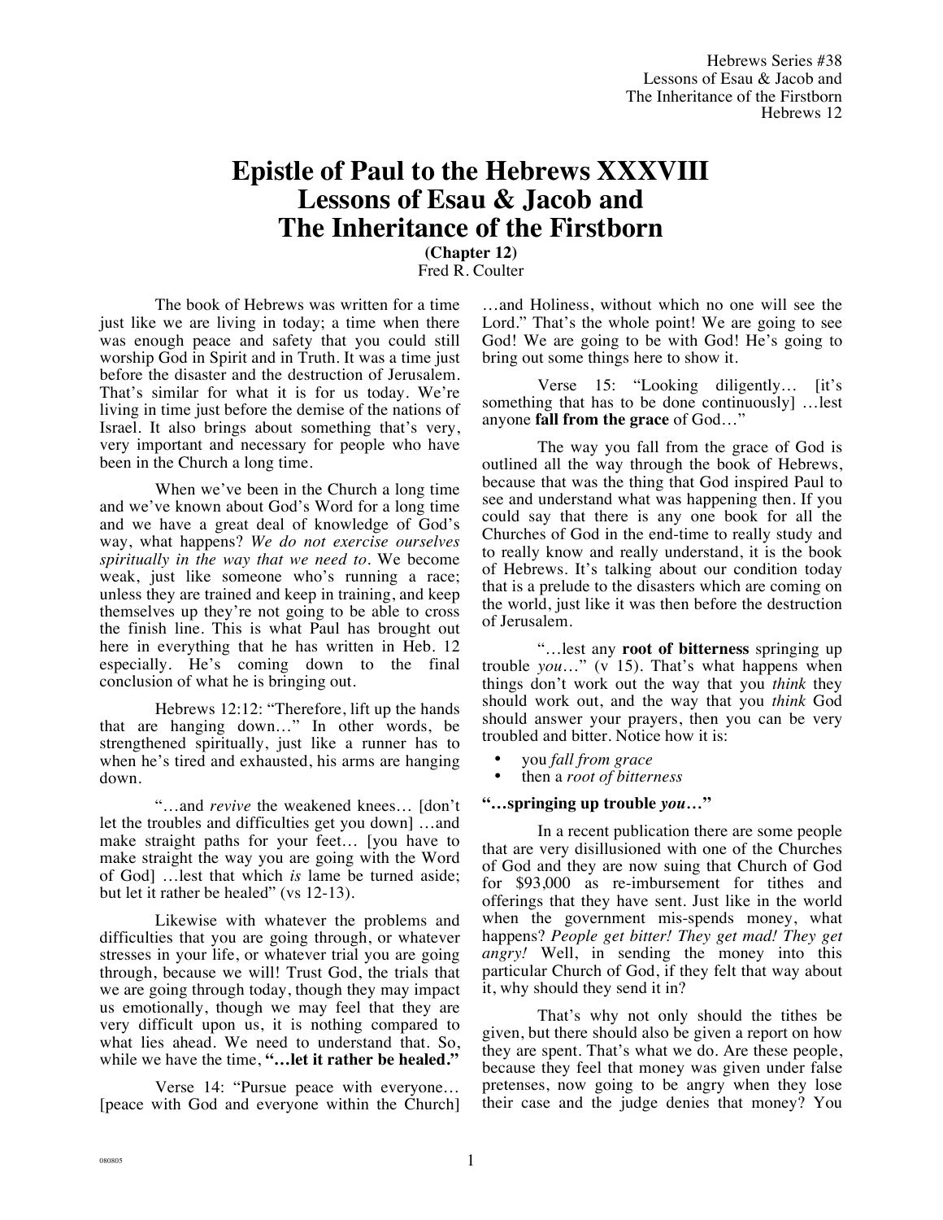# Epistle of Paul to the Hebrews XXXVIII
# Lessons of Esau & Jacob and
# The Inheritance of the Firstborn

**(Chapter 12)**
Fred R. Coulter

The book of Hebrews was written for a time just like we are living in today; a time when there was enough peace and safety that you could still worship God in Spirit and in Truth. It was a time just before the disaster and the destruction of Jerusalem. That's similar for what it is for us today. We're living in time just before the demise of the nations of Israel. It also brings about something that's very, very important and necessary for people who have been in the Church a long time.

When we've been in the Church a long time and we've known about God's Word for a long time and we have a great deal of knowledge of God's way, what happens? *We do not exercise ourselves spiritually in the way that we need to.* We become weak, just like someone who's running a race; unless they are trained and keep in training, and keep themselves up they're not going to be able to cross the finish line. This is what Paul has brought out here in everything that he has written in Heb. 12 especially. He's coming down to the final conclusion of what he is bringing out.

Hebrews 12:12: "Therefore, lift up the hands that are hanging down…" In other words, be strengthened spiritually, just like a runner has to when he's tired and exhausted, his arms are hanging down.

"…and *revive* the weakened knees… [don't let the troubles and difficulties get you down] …and make straight paths for your feet… [you have to make straight the way you are going with the Word of God] …lest that which *is* lame be turned aside; but let it rather be healed" (vs 12-13).

Likewise with whatever the problems and difficulties that you are going through, or whatever stresses in your life, or whatever trial you are going through, because we will! Trust God, the trials that we are going through today, though they may impact us emotionally, though we may feel that they are very difficult upon us, it is nothing compared to what lies ahead. We need to understand that. So, while we have the time, **"…let it rather be healed."**

Verse 14: "Pursue peace with everyone… [peace with God and everyone within the Church] …and Holiness, without which no one will see the Lord." That's the whole point! We are going to see God! We are going to be with God! He's going to bring out some things here to show it.

Verse 15: "Looking diligently… [it's something that has to be done continuously] …lest anyone **fall from the grace** of God…"

The way you fall from the grace of God is outlined all the way through the book of Hebrews, because that was the thing that God inspired Paul to see and understand what was happening then. If you could say that there is any one book for all the Churches of God in the end-time to really study and to really know and really understand, it is the book of Hebrews. It's talking about our condition today that is a prelude to the disasters which are coming on the world, just like it was then before the destruction of Jerusalem.

"…lest any **root of bitterness** springing up trouble *you*…" (v 15). That's what happens when things don't work out the way that you *think* they should work out, and the way that you *think* God should answer your prayers, then you can be very troubled and bitter. Notice how it is:

- you *fall from grace*
- then a *root of bitterness*

**"…springing up trouble *you*…"**

In a recent publication there are some people that are very disillusioned with one of the Churches of God and they are now suing that Church of God for $93,000 as re-imbursement for tithes and offerings that they have sent. Just like in the world when the government mis-spends money, what happens? *People get bitter! They get mad! They get angry!* Well, in sending the money into this particular Church of God, if they felt that way about it, why should they send it in?

That's why not only should the tithes be given, but there should also be given a report on how they are spent. That's what we do. Are these people, because they feel that money was given under false pretenses, now going to be angry when they lose their case and the judge denies that money? You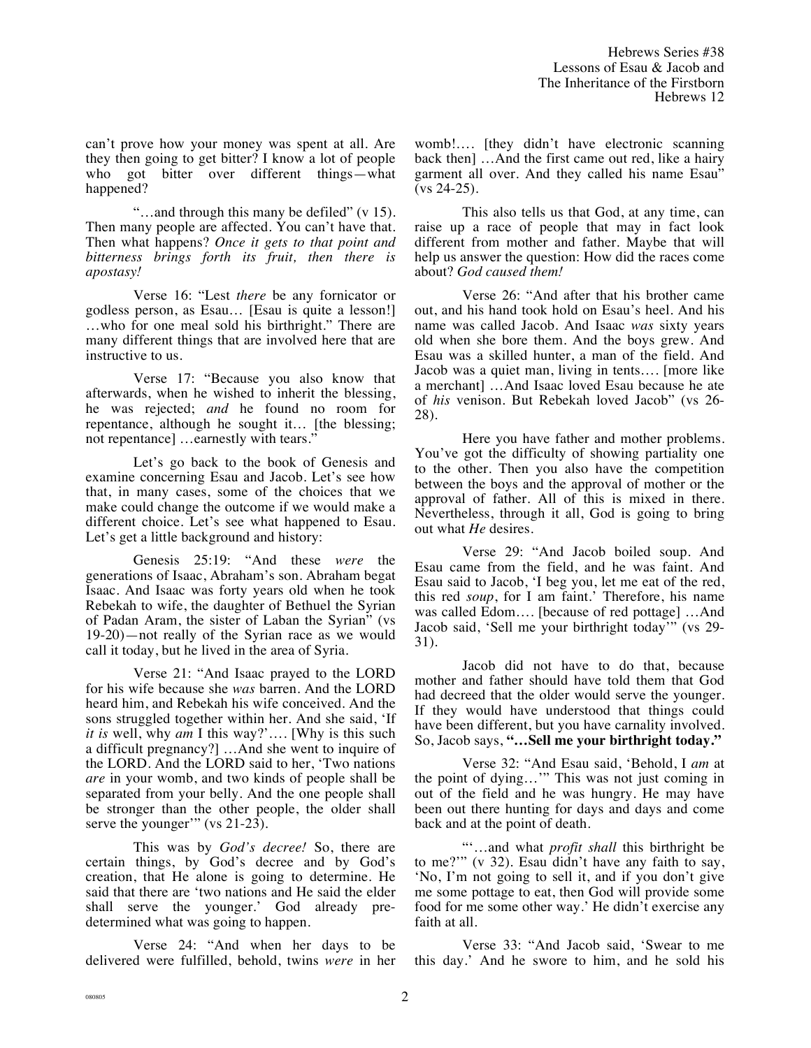can't prove how your money was spent at all. Are they then going to get bitter? I know a lot of people who got bitter over different things—what happened?

"…and through this many be defiled" (v 15). Then many people are affected. You can't have that. Then what happens? *Once it gets to that point and bitterness brings forth its fruit, then there is apostasy!*

Verse 16: "Lest *there* be any fornicator or godless person, as Esau… [Esau is quite a lesson!] …who for one meal sold his birthright." There are many different things that are involved here that are instructive to us.

Verse 17: "Because you also know that afterwards, when he wished to inherit the blessing, he was rejected; *and* he found no room for repentance, although he sought it… [the blessing; not repentance] …earnestly with tears."

Let's go back to the book of Genesis and examine concerning Esau and Jacob. Let's see how that, in many cases, some of the choices that we make could change the outcome if we would make a different choice. Let's see what happened to Esau. Let's get a little background and history:

Genesis 25:19: "And these *were* the generations of Isaac, Abraham's son. Abraham begat Isaac. And Isaac was forty years old when he took Rebekah to wife, the daughter of Bethuel the Syrian of Padan Aram, the sister of Laban the Syrian" (vs 19-20)—not really of the Syrian race as we would call it today, but he lived in the area of Syria.

Verse 21: "And Isaac prayed to the LORD for his wife because she *was* barren. And the LORD heard him, and Rebekah his wife conceived. And the sons struggled together within her. And she said, 'If *it is* well, why *am* I this way?'…. [Why is this such a difficult pregnancy?] …And she went to inquire of the LORD. And the LORD said to her, 'Two nations *are* in your womb, and two kinds of people shall be separated from your belly. And the one people shall be stronger than the other people, the older shall serve the younger'" (vs 21-23).

This was by *God's decree!* So, there are certain things, by God's decree and by God's creation, that He alone is going to determine. He said that there are 'two nations and He said the elder shall serve the younger.' God already pre-determined what was going to happen.

Verse 24: "And when her days to be delivered were fulfilled, behold, twins *were* in her womb!…. [they didn't have electronic scanning back then] …And the first came out red, like a hairy garment all over. And they called his name Esau" (vs 24-25).

This also tells us that God, at any time, can raise up a race of people that may in fact look different from mother and father. Maybe that will help us answer the question: How did the races come about? *God caused them!*

Verse 26: "And after that his brother came out, and his hand took hold on Esau's heel. And his name was called Jacob. And Isaac *was* sixty years old when she bore them. And the boys grew. And Esau was a skilled hunter, a man of the field. And Jacob was a quiet man, living in tents…. [more like a merchant] …And Isaac loved Esau because he ate of *his* venison. But Rebekah loved Jacob" (vs 26-28).

Here you have father and mother problems. You've got the difficulty of showing partiality one to the other. Then you also have the competition between the boys and the approval of mother or the approval of father. All of this is mixed in there. Nevertheless, through it all, God is going to bring out what *He* desires.

Verse 29: "And Jacob boiled soup. And Esau came from the field, and he was faint. And Esau said to Jacob, 'I beg you, let me eat of the red, this red *soup*, for I am faint.' Therefore, his name was called Edom…. [because of red pottage] …And Jacob said, 'Sell me your birthright today'" (vs 29-31).

Jacob did not have to do that, because mother and father should have told them that God had decreed that the older would serve the younger. If they would have understood that things could have been different, but you have carnality involved. So, Jacob says, **"…Sell me your birthright today."**

Verse 32: "And Esau said, 'Behold, I *am* at the point of dying…'" This was not just coming in out of the field and he was hungry. He may have been out there hunting for days and days and come back and at the point of death.

"'…and what *profit shall* this birthright be to me?'" (v 32). Esau didn't have any faith to say, 'No, I'm not going to sell it, and if you don't give me some pottage to eat, then God will provide some food for me some other way.' He didn't exercise any faith at all.

Verse 33: "And Jacob said, 'Swear to me this day.' And he swore to him, and he sold his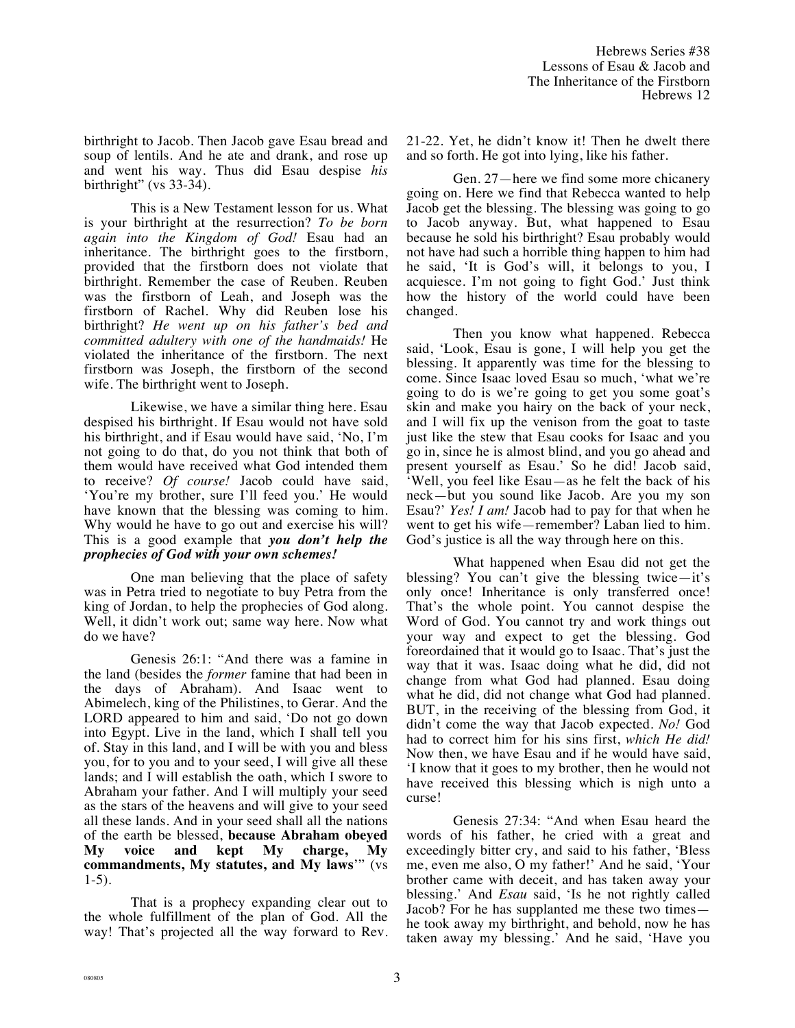birthright to Jacob. Then Jacob gave Esau bread and soup of lentils. And he ate and drank, and rose up and went his way. Thus did Esau despise *his* birthright" (vs 33-34).

This is a New Testament lesson for us. What is your birthright at the resurrection? *To be born again into the Kingdom of God!* Esau had an inheritance. The birthright goes to the firstborn, provided that the firstborn does not violate that birthright. Remember the case of Reuben. Reuben was the firstborn of Leah, and Joseph was the firstborn of Rachel. Why did Reuben lose his birthright? *He went up on his father's bed and committed adultery with one of the handmaids!* He violated the inheritance of the firstborn. The next firstborn was Joseph, the firstborn of the second wife. The birthright went to Joseph.

Likewise, we have a similar thing here. Esau despised his birthright. If Esau would not have sold his birthright, and if Esau would have said, 'No, I'm not going to do that, do you not think that both of them would have received what God intended them to receive? *Of course!* Jacob could have said, 'You're my brother, sure I'll feed you.' He would have known that the blessing was coming to him. Why would he have to go out and exercise his will? This is a good example that ***you don't help the prophecies of God with your own schemes!***

One man believing that the place of safety was in Petra tried to negotiate to buy Petra from the king of Jordan, to help the prophecies of God along. Well, it didn't work out; same way here. Now what do we have?

Genesis 26:1: "And there was a famine in the land (besides the *former* famine that had been in the days of Abraham). And Isaac went to Abimelech, king of the Philistines, to Gerar. And the LORD appeared to him and said, 'Do not go down into Egypt. Live in the land, which I shall tell you of. Stay in this land, and I will be with you and bless you, for to you and to your seed, I will give all these lands; and I will establish the oath, which I swore to Abraham your father. And I will multiply your seed as the stars of the heavens and will give to your seed all these lands. And in your seed shall all the nations of the earth be blessed, **because Abraham obeyed My voice and kept My charge, My commandments, My statutes, and My laws**'" (vs 1-5).

That is a prophecy expanding clear out to the whole fulfillment of the plan of God. All the way! That's projected all the way forward to Rev. 21-22. Yet, he didn't know it! Then he dwelt there and so forth. He got into lying, like his father.

Gen. 27—here we find some more chicanery going on. Here we find that Rebecca wanted to help Jacob get the blessing. The blessing was going to go to Jacob anyway. But, what happened to Esau because he sold his birthright? Esau probably would not have had such a horrible thing happen to him had he said, 'It is God's will, it belongs to you, I acquiesce. I'm not going to fight God.' Just think how the history of the world could have been changed.

Then you know what happened. Rebecca said, 'Look, Esau is gone, I will help you get the blessing. It apparently was time for the blessing to come. Since Isaac loved Esau so much, 'what we're going to do is we're going to get you some goat's skin and make you hairy on the back of your neck, and I will fix up the venison from the goat to taste just like the stew that Esau cooks for Isaac and you go in, since he is almost blind, and you go ahead and present yourself as Esau.' So he did! Jacob said, 'Well, you feel like Esau—as he felt the back of his neck—but you sound like Jacob. Are you my son Esau?' *Yes! I am!* Jacob had to pay for that when he went to get his wife—remember? Laban lied to him. God's justice is all the way through here on this.

What happened when Esau did not get the blessing? You can't give the blessing twice—it's only once! Inheritance is only transferred once! That's the whole point. You cannot despise the Word of God. You cannot try and work things out your way and expect to get the blessing. God foreordained that it would go to Isaac. That's just the way that it was. Isaac doing what he did, did not change from what God had planned. Esau doing what he did, did not change what God had planned. BUT, in the receiving of the blessing from God, it didn't come the way that Jacob expected. *No!* God had to correct him for his sins first, *which He did!* Now then, we have Esau and if he would have said, 'I know that it goes to my brother, then he would not have received this blessing which is nigh unto a curse!

Genesis 27:34: "And when Esau heard the words of his father, he cried with a great and exceedingly bitter cry, and said to his father, 'Bless me, even me also, O my father!' And he said, 'Your brother came with deceit, and has taken away your blessing.' And *Esau* said, 'Is he not rightly called Jacob? For he has supplanted me these two times—he took away my birthright, and behold, now he has taken away my blessing.' And he said, 'Have you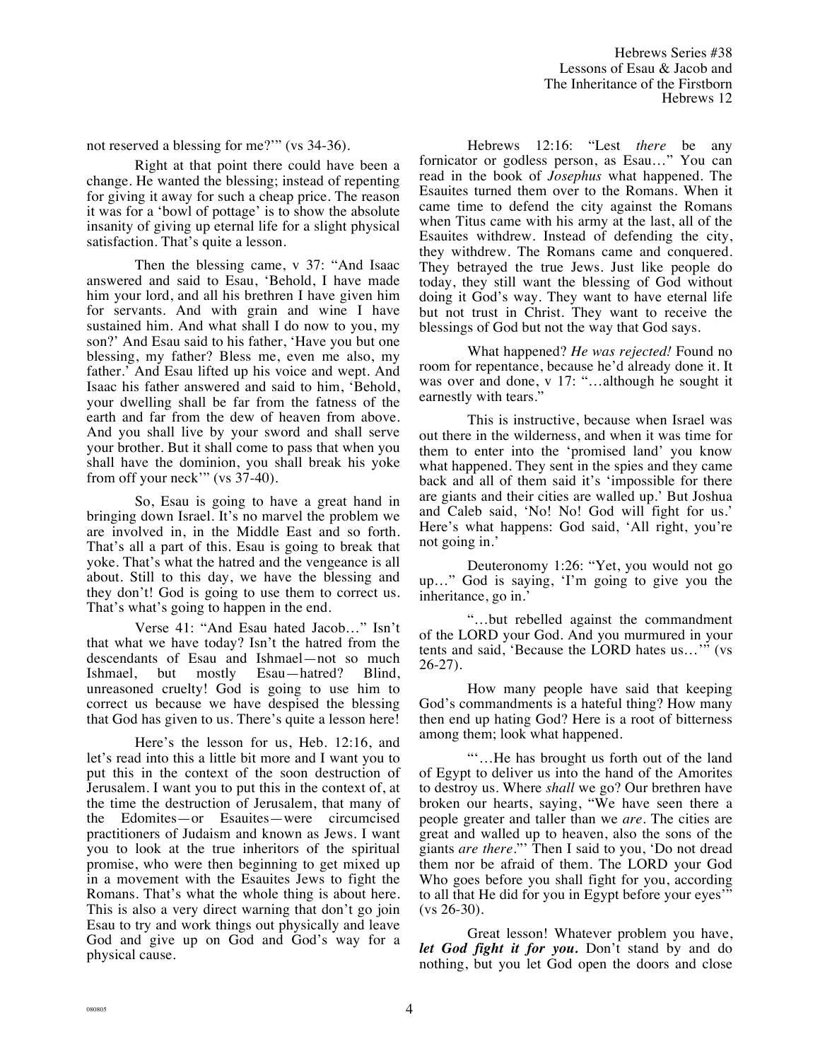not reserved a blessing for me?'" (vs 34-36).

Right at that point there could have been a change. He wanted the blessing; instead of repenting for giving it away for such a cheap price. The reason it was for a 'bowl of pottage' is to show the absolute insanity of giving up eternal life for a slight physical satisfaction. That's quite a lesson.

Then the blessing came, v 37: "And Isaac answered and said to Esau, 'Behold, I have made him your lord, and all his brethren I have given him for servants. And with grain and wine I have sustained him. And what shall I do now to you, my son?' And Esau said to his father, 'Have you but one blessing, my father? Bless me, even me also, my father.' And Esau lifted up his voice and wept. And Isaac his father answered and said to him, 'Behold, your dwelling shall be far from the fatness of the earth and far from the dew of heaven from above. And you shall live by your sword and shall serve your brother. But it shall come to pass that when you shall have the dominion, you shall break his yoke from off your neck'" (vs 37-40).

So, Esau is going to have a great hand in bringing down Israel. It's no marvel the problem we are involved in, in the Middle East and so forth. That's all a part of this. Esau is going to break that yoke. That's what the hatred and the vengeance is all about. Still to this day, we have the blessing and they don't! God is going to use them to correct us. That's what's going to happen in the end.

Verse 41: "And Esau hated Jacob…" Isn't that what we have today? Isn't the hatred from the descendants of Esau and Ishmael—not so much Ishmael, but mostly Esau—hatred? Blind, unreasoned cruelty! God is going to use him to correct us because we have despised the blessing that God has given to us. There's quite a lesson here!

Here's the lesson for us, Heb. 12:16, and let's read into this a little bit more and I want you to put this in the context of the soon destruction of Jerusalem. I want you to put this in the context of, at the time the destruction of Jerusalem, that many of the Edomites—or Esauites—were circumcised practitioners of Judaism and known as Jews. I want you to look at the true inheritors of the spiritual promise, who were then beginning to get mixed up in a movement with the Esauites Jews to fight the Romans. That's what the whole thing is about here. This is also a very direct warning that don't go join Esau to try and work things out physically and leave God and give up on God and God's way for a physical cause.

Hebrews 12:16: "Lest *there* be any fornicator or godless person, as Esau…" You can read in the book of *Josephus* what happened. The Esauites turned them over to the Romans. When it came time to defend the city against the Romans when Titus came with his army at the last, all of the Esauites withdrew. Instead of defending the city, they withdrew. The Romans came and conquered. They betrayed the true Jews. Just like people do today, they still want the blessing of God without doing it God's way. They want to have eternal life but not trust in Christ. They want to receive the blessings of God but not the way that God says.

What happened? *He was rejected!* Found no room for repentance, because he'd already done it. It was over and done, v 17: "…although he sought it earnestly with tears."

This is instructive, because when Israel was out there in the wilderness, and when it was time for them to enter into the 'promised land' you know what happened. They sent in the spies and they came back and all of them said it's 'impossible for there are giants and their cities are walled up.' But Joshua and Caleb said, 'No! No! God will fight for us.' Here's what happens: God said, 'All right, you're not going in.'

Deuteronomy 1:26: "Yet, you would not go up…" God is saying, 'I'm going to give you the inheritance, go in.'

"…but rebelled against the commandment of the LORD your God. And you murmured in your tents and said, 'Because the LORD hates us…'" (vs 26-27).

How many people have said that keeping God's commandments is a hateful thing? How many then end up hating God? Here is a root of bitterness among them; look what happened.

"'…He has brought us forth out of the land of Egypt to deliver us into the hand of the Amorites to destroy us. Where *shall* we go? Our brethren have broken our hearts, saying, "We have seen there a people greater and taller than we *are*. The cities are great and walled up to heaven, also the sons of the giants *are there*."' Then I said to you, 'Do not dread them nor be afraid of them. The LORD your God Who goes before you shall fight for you, according to all that He did for you in Egypt before your eyes'" (vs 26-30).

Great lesson! Whatever problem you have, ***let God fight it for you.*** Don't stand by and do nothing, but you let God open the doors and close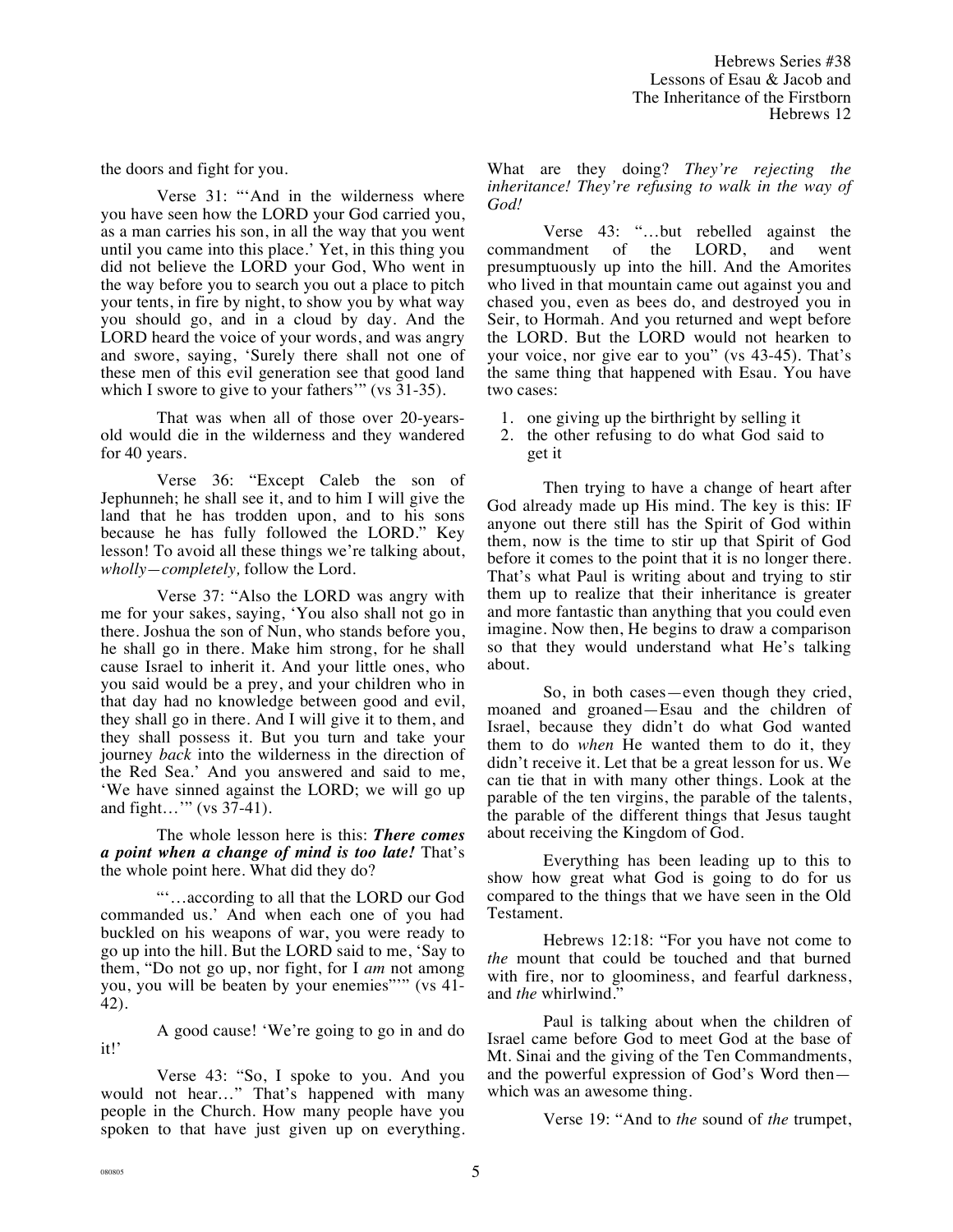the doors and fight for you.

Verse 31: "'And in the wilderness where you have seen how the LORD your God carried you, as a man carries his son, in all the way that you went until you came into this place.' Yet, in this thing you did not believe the LORD your God, Who went in the way before you to search you out a place to pitch your tents, in fire by night, to show you by what way you should go, and in a cloud by day. And the LORD heard the voice of your words, and was angry and swore, saying, 'Surely there shall not one of these men of this evil generation see that good land which I swore to give to your fathers'" (vs 31-35).

That was when all of those over 20-years-old would die in the wilderness and they wandered for 40 years.

Verse 36: "Except Caleb the son of Jephunneh; he shall see it, and to him I will give the land that he has trodden upon, and to his sons because he has fully followed the LORD." Key lesson! To avoid all these things we're talking about, *wholly—completely,* follow the Lord.

Verse 37: "Also the LORD was angry with me for your sakes, saying, 'You also shall not go in there. Joshua the son of Nun, who stands before you, he shall go in there. Make him strong, for he shall cause Israel to inherit it. And your little ones, who you said would be a prey, and your children who in that day had no knowledge between good and evil, they shall go in there. And I will give it to them, and they shall possess it. But you turn and take your journey *back* into the wilderness in the direction of the Red Sea.' And you answered and said to me, 'We have sinned against the LORD; we will go up and fight…'" (vs 37-41).

The whole lesson here is this: ***There comes a point when a change of mind is too late!*** That's the whole point here. What did they do?

"'…according to all that the LORD our God commanded us.' And when each one of you had buckled on his weapons of war, you were ready to go up into the hill. But the LORD said to me, 'Say to them, "Do not go up, nor fight, for I *am* not among you, you will be beaten by your enemies"'" (vs 41-42).

A good cause! 'We're going to go in and do it!'

Verse 43: "So, I spoke to you. And you would not hear…" That's happened with many people in the Church. How many people have you spoken to that have just given up on everything. What are they doing? *They're rejecting the inheritance! They're refusing to walk in the way of God!*

Verse 43: "…but rebelled against the commandment of the LORD, and went presumptuously up into the hill. And the Amorites who lived in that mountain came out against you and chased you, even as bees do, and destroyed you in Seir, to Hormah. And you returned and wept before the LORD. But the LORD would not hearken to your voice, nor give ear to you" (vs 43-45). That's the same thing that happened with Esau. You have two cases:

1. one giving up the birthright by selling it
2. the other refusing to do what God said to get it

Then trying to have a change of heart after God already made up His mind. The key is this: IF anyone out there still has the Spirit of God within them, now is the time to stir up that Spirit of God before it comes to the point that it is no longer there. That's what Paul is writing about and trying to stir them up to realize that their inheritance is greater and more fantastic than anything that you could even imagine. Now then, He begins to draw a comparison so that they would understand what He's talking about.

So, in both cases—even though they cried, moaned and groaned—Esau and the children of Israel, because they didn't do what God wanted them to do *when* He wanted them to do it, they didn't receive it. Let that be a great lesson for us. We can tie that in with many other things. Look at the parable of the ten virgins, the parable of the talents, the parable of the different things that Jesus taught about receiving the Kingdom of God.

Everything has been leading up to this to show how great what God is going to do for us compared to the things that we have seen in the Old Testament.

Hebrews 12:18: "For you have not come to *the* mount that could be touched and that burned with fire, nor to gloominess, and fearful darkness, and *the* whirlwind."

Paul is talking about when the children of Israel came before God to meet God at the base of Mt. Sinai and the giving of the Ten Commandments, and the powerful expression of God's Word then—which was an awesome thing.

Verse 19: "And to *the* sound of *the* trumpet,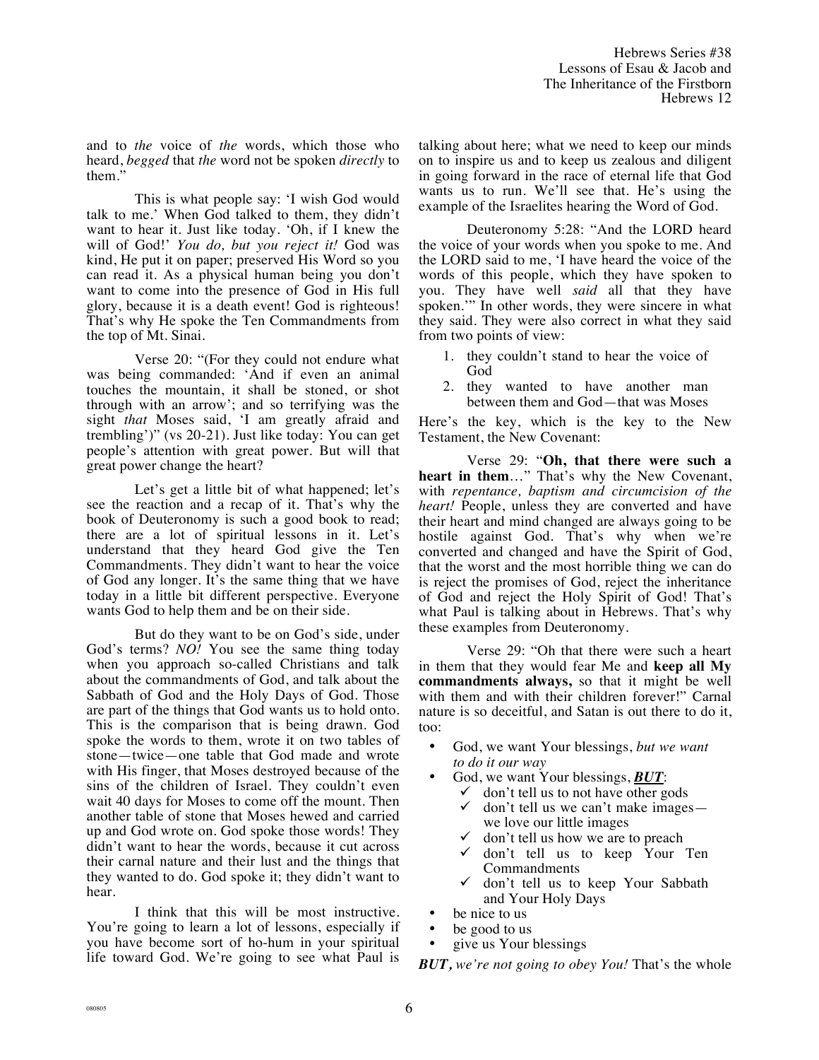and to *the* voice of *the* words, which those who heard, *begged* that *the* word not be spoken *directly* to them."

This is what people say: 'I wish God would talk to me.' When God talked to them, they didn't want to hear it. Just like today. 'Oh, if I knew the will of God!' *You do, but you reject it!* God was kind, He put it on paper; preserved His Word so you can read it. As a physical human being you don't want to come into the presence of God in His full glory, because it is a death event! God is righteous! That's why He spoke the Ten Commandments from the top of Mt. Sinai.

Verse 20: "(For they could not endure what was being commanded: 'And if even an animal touches the mountain, it shall be stoned, or shot through with an arrow'; and so terrifying was the sight *that* Moses said, 'I am greatly afraid and trembling')" (vs 20-21). Just like today: You can get people's attention with great power. But will that great power change the heart?

Let's get a little bit of what happened; let's see the reaction and a recap of it. That's why the book of Deuteronomy is such a good book to read; there are a lot of spiritual lessons in it. Let's understand that they heard God give the Ten Commandments. They didn't want to hear the voice of God any longer. It's the same thing that we have today in a little bit different perspective. Everyone wants God to help them and be on their side.

But do they want to be on God's side, under God's terms? *NO!* You see the same thing today when you approach so-called Christians and talk about the commandments of God, and talk about the Sabbath of God and the Holy Days of God. Those are part of the things that God wants us to hold onto. This is the comparison that is being drawn. God spoke the words to them, wrote it on two tables of stone—twice—one table that God made and wrote with His finger, that Moses destroyed because of the sins of the children of Israel. They couldn't even wait 40 days for Moses to come off the mount. Then another table of stone that Moses hewed and carried up and God wrote on. God spoke those words! They didn't want to hear the words, because it cut across their carnal nature and their lust and the things that they wanted to do. God spoke it; they didn't want to hear.

I think that this will be most instructive. You're going to learn a lot of lessons, especially if you have become sort of ho-hum in your spiritual life toward God. We're going to see what Paul is talking about here; what we need to keep our minds on to inspire us and to keep us zealous and diligent in going forward in the race of eternal life that God wants us to run. We'll see that. He's using the example of the Israelites hearing the Word of God.

Deuteronomy 5:28: "And the LORD heard the voice of your words when you spoke to me. And the LORD said to me, 'I have heard the voice of the words of this people, which they have spoken to you. They have well *said* all that they have spoken.'" In other words, they were sincere in what they said. They were also correct in what they said from two points of view:

1. they couldn't stand to hear the voice of God
2. they wanted to have another man between them and God—that was Moses

Here's the key, which is the key to the New Testament, the New Covenant:

Verse 29: "**Oh, that there were such a heart in them**…" That's why the New Covenant, with *repentance, baptism and circumcision of the heart!* People, unless they are converted and have their heart and mind changed are always going to be hostile against God. That's why when we're converted and changed and have the Spirit of God, that the worst and the most horrible thing we can do is reject the promises of God, reject the inheritance of God and reject the Holy Spirit of God! That's what Paul is talking about in Hebrews. That's why these examples from Deuteronomy.

Verse 29: "Oh that there were such a heart in them that they would fear Me and **keep all My commandments always,** so that it might be well with them and with their children forever!" Carnal nature is so deceitful, and Satan is out there to do it, too:

- God, we want Your blessings, *but we want to do it our way*
- God, we want Your blessings, ***BUT***:
  - ✓ don't tell us to not have other gods
  - ✓ don't tell us we can't make images—we love our little images
  - ✓ don't tell us how we are to preach
  - ✓ don't tell us to keep Your Ten Commandments
  - ✓ don't tell us to keep Your Sabbath and Your Holy Days
- be nice to us
- be good to us
- give us Your blessings

***BUT****, we're not going to obey You!* That's the whole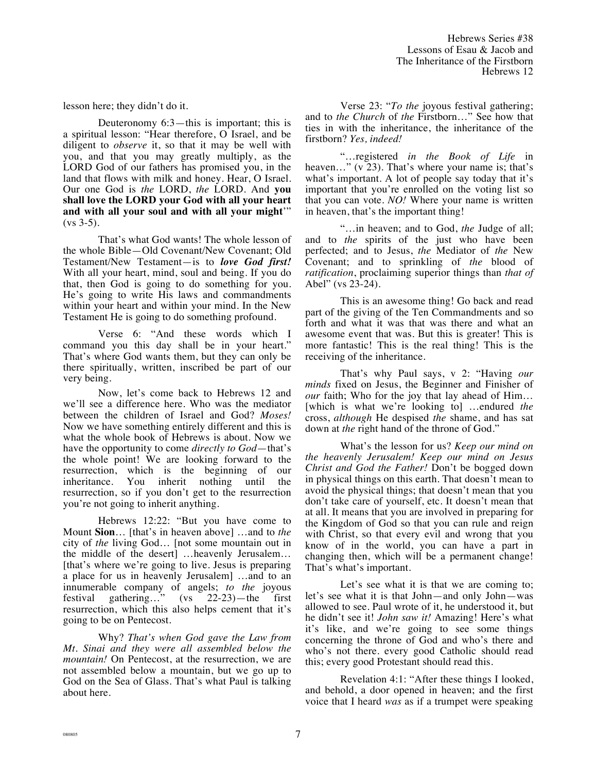lesson here; they didn't do it.

Deuteronomy 6:3—this is important; this is a spiritual lesson: "Hear therefore, O Israel, and be diligent to *observe* it, so that it may be well with you, and that you may greatly multiply, as the LORD God of our fathers has promised you, in the land that flows with milk and honey. Hear, O Israel. Our one God is *the* LORD, *the* LORD. And **you shall love the LORD your God with all your heart and with all your soul and with all your might**'" (vs 3-5).

That's what God wants! The whole lesson of the whole Bible—Old Covenant/New Covenant; Old Testament/New Testament—is to ***love God first!*** With all your heart, mind, soul and being. If you do that, then God is going to do something for you. He's going to write His laws and commandments within your heart and within your mind. In the New Testament He is going to do something profound.

Verse 6: "And these words which I command you this day shall be in your heart." That's where God wants them, but they can only be there spiritually, written, inscribed be part of our very being.

Now, let's come back to Hebrews 12 and we'll see a difference here. Who was the mediator between the children of Israel and God? *Moses!* Now we have something entirely different and this is what the whole book of Hebrews is about. Now we have the opportunity to come *directly to God*—that's the whole point! We are looking forward to the resurrection, which is the beginning of our inheritance. You inherit nothing until the resurrection, so if you don't get to the resurrection you're not going to inherit anything.

Hebrews 12:22: "But you have come to Mount **Sion**… [that's in heaven above] …and to *the* city of *the* living God… [not some mountain out in the middle of the desert] …heavenly Jerusalem… [that's where we're going to live. Jesus is preparing a place for us in heavenly Jerusalem] …and to an innumerable company of angels; *to the* joyous festival gathering…" (vs 22-23)—the first resurrection, which this also helps cement that it's going to be on Pentecost.

Why? *That's when God gave the Law from Mt. Sinai and they were all assembled below the mountain!* On Pentecost, at the resurrection, we are not assembled below a mountain, but we go up to God on the Sea of Glass. That's what Paul is talking about here.

Verse 23: "*To the* joyous festival gathering; and to *the Church* of *the* Firstborn…" See how that ties in with the inheritance, the inheritance of the firstborn? *Yes, indeed!*

"…registered *in the Book of Life* in heaven…" (v 23). That's where your name is; that's what's important. A lot of people say today that it's important that you're enrolled on the voting list so that you can vote. *NO!* Where your name is written in heaven, that's the important thing!

"…in heaven; and to God, *the* Judge of all; and to *the* spirits of the just who have been perfected; and to Jesus, *the* Mediator of *the* New Covenant; and to sprinkling of *the* blood of *ratification*, proclaiming superior things than *that of* Abel" (vs 23-24).

This is an awesome thing! Go back and read part of the giving of the Ten Commandments and so forth and what it was that was there and what an awesome event that was. But this is greater! This is more fantastic! This is the real thing! This is the receiving of the inheritance.

That's why Paul says, v 2: "Having *our minds* fixed on Jesus, the Beginner and Finisher of *our* faith; Who for the joy that lay ahead of Him… [which is what we're looking to] …endured *the* cross, *although* He despised *the* shame, and has sat down at *the* right hand of the throne of God."

What's the lesson for us? *Keep our mind on the heavenly Jerusalem! Keep our mind on Jesus Christ and God the Father!* Don't be bogged down in physical things on this earth. That doesn't mean to avoid the physical things; that doesn't mean that you don't take care of yourself, etc. It doesn't mean that at all. It means that you are involved in preparing for the Kingdom of God so that you can rule and reign with Christ, so that every evil and wrong that you know of in the world, you can have a part in changing then, which will be a permanent change! That's what's important.

Let's see what it is that we are coming to; let's see what it is that John—and only John—was allowed to see. Paul wrote of it, he understood it, but he didn't see it! *John saw it!* Amazing! Here's what it's like, and we're going to see some things concerning the throne of God and who's there and who's not there. every good Catholic should read this; every good Protestant should read this.

Revelation 4:1: "After these things I looked, and behold, a door opened in heaven; and the first voice that I heard *was* as if a trumpet were speaking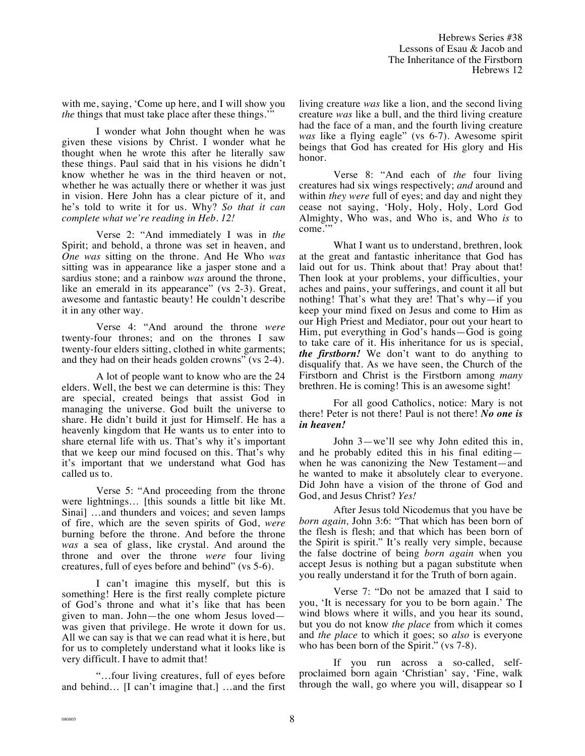with me, saying, 'Come up here, and I will show you *the* things that must take place after these things.'"

I wonder what John thought when he was given these visions by Christ. I wonder what he thought when he wrote this after he literally saw these things. Paul said that in his visions he didn't know whether he was in the third heaven or not, whether he was actually there or whether it was just in vision. Here John has a clear picture of it, and he's told to write it for us. Why? *So that it can complete what we're reading in Heb. 12!*

Verse 2: "And immediately I was in *the* Spirit; and behold, a throne was set in heaven, and *One was* sitting on the throne. And He Who *was* sitting was in appearance like a jasper stone and a sardius stone; and a rainbow *was* around the throne, like an emerald in its appearance" (vs 2-3). Great, awesome and fantastic beauty! He couldn't describe it in any other way.

Verse 4: "And around the throne *were* twenty-four thrones; and on the thrones I saw twenty-four elders sitting, clothed in white garments; and they had on their heads golden crowns" (vs 2-4).

A lot of people want to know who are the 24 elders. Well, the best we can determine is this: They are special, created beings that assist God in managing the universe. God built the universe to share. He didn't build it just for Himself. He has a heavenly kingdom that He wants us to enter into to share eternal life with us. That's why it's important that we keep our mind focused on this. That's why it's important that we understand what God has called us to.

Verse 5: "And proceeding from the throne were lightnings… [this sounds a little bit like Mt. Sinai] …and thunders and voices; and seven lamps of fire, which are the seven spirits of God, *were* burning before the throne. And before the throne *was* a sea of glass, like crystal. And around the throne and over the throne *were* four living creatures, full of eyes before and behind" (vs 5-6).

I can't imagine this myself, but this is something! Here is the first really complete picture of God's throne and what it's like that has been given to man. John—the one whom Jesus loved—was given that privilege. He wrote it down for us. All we can say is that we can read what it is here, but for us to completely understand what it looks like is very difficult. I have to admit that!

"…four living creatures, full of eyes before and behind… [I can't imagine that.] …and the first living creature *was* like a lion, and the second living creature *was* like a bull, and the third living creature had the face of a man, and the fourth living creature *was* like a flying eagle" (vs 6-7). Awesome spirit beings that God has created for His glory and His honor.

Verse 8: "And each of *the* four living creatures had six wings respectively; *and* around and within *they were* full of eyes; and day and night they cease not saying, 'Holy, Holy, Holy, Lord God Almighty, Who was, and Who is, and Who *is* to come.'"

What I want us to understand, brethren, look at the great and fantastic inheritance that God has laid out for us. Think about that! Pray about that! Then look at your problems, your difficulties, your aches and pains, your sufferings, and count it all but nothing! That's what they are! That's why—if you keep your mind fixed on Jesus and come to Him as our High Priest and Mediator, pour out your heart to Him, put everything in God's hands—God is going to take care of it. His inheritance for us is special, ***the firstborn!*** We don't want to do anything to disqualify that. As we have seen, the Church of the Firstborn and Christ is the Firstborn among *many* brethren. He is coming! This is an awesome sight!

For all good Catholics, notice: Mary is not there! Peter is not there! Paul is not there! ***No one is in heaven!***

John 3—we'll see why John edited this in, and he probably edited this in his final editing—when he was canonizing the New Testament—and he wanted to make it absolutely clear to everyone. Did John have a vision of the throne of God and God, and Jesus Christ? *Yes!*

After Jesus told Nicodemus that you have be *born again,* John 3:6: "That which has been born of the flesh is flesh; and that which has been born of the Spirit is spirit." It's really very simple, because the false doctrine of being *born again* when you accept Jesus is nothing but a pagan substitute when you really understand it for the Truth of born again.

Verse 7: "Do not be amazed that I said to you, 'It is necessary for you to be born again.' The wind blows where it wills, and you hear its sound, but you do not know *the place* from which it comes and *the place* to which it goes; so *also* is everyone who has been born of the Spirit." (vs 7-8).

If you run across a so-called, self-proclaimed born again 'Christian' say, 'Fine, walk through the wall, go where you will, disappear so I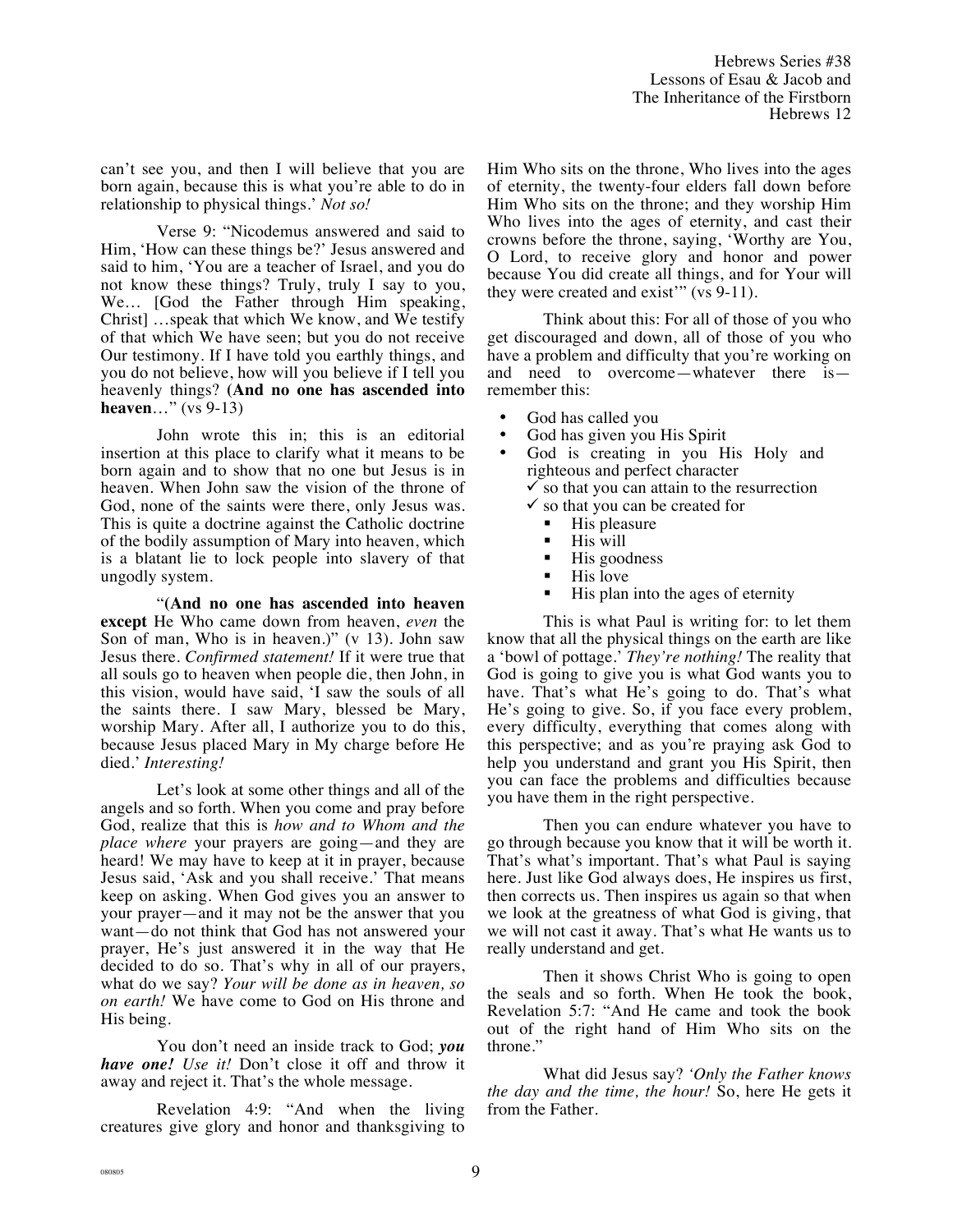can't see you, and then I will believe that you are born again, because this is what you're able to do in relationship to physical things.' *Not so!*

Verse 9: "Nicodemus answered and said to Him, 'How can these things be?' Jesus answered and said to him, 'You are a teacher of Israel, and you do not know these things? Truly, truly I say to you, We… [God the Father through Him speaking, Christ] …speak that which We know, and We testify of that which We have seen; but you do not receive Our testimony. If I have told you earthly things, and you do not believe, how will you believe if I tell you heavenly things? **(And no one has ascended into heaven**…" (vs 9-13)

John wrote this in; this is an editorial insertion at this place to clarify what it means to be born again and to show that no one but Jesus is in heaven. When John saw the vision of the throne of God, none of the saints were there, only Jesus was. This is quite a doctrine against the Catholic doctrine of the bodily assumption of Mary into heaven, which is a blatant lie to lock people into slavery of that ungodly system.

"(**And no one has ascended into heaven except** He Who came down from heaven, *even* the Son of man, Who is in heaven.)" (v 13). John saw Jesus there. *Confirmed statement!* If it were true that all souls go to heaven when people die, then John, in this vision, would have said, 'I saw the souls of all the saints there. I saw Mary, blessed be Mary, worship Mary. After all, I authorize you to do this, because Jesus placed Mary in My charge before He died.' *Interesting!*

Let's look at some other things and all of the angels and so forth. When you come and pray before God, realize that this is *how and to Whom and the place where* your prayers are going—and they are heard! We may have to keep at it in prayer, because Jesus said, 'Ask and you shall receive.' That means keep on asking. When God gives you an answer to your prayer—and it may not be the answer that you want—do not think that God has not answered your prayer, He's just answered it in the way that He decided to do so. That's why in all of our prayers, what do we say? *Your will be done as in heaven, so on earth!* We have come to God on His throne and His being.

You don't need an inside track to God; ***you have one!*** *Use it!* Don't close it off and throw it away and reject it. That's the whole message.

Revelation 4:9: "And when the living creatures give glory and honor and thanksgiving to Him Who sits on the throne, Who lives into the ages of eternity, the twenty-four elders fall down before Him Who sits on the throne; and they worship Him Who lives into the ages of eternity, and cast their crowns before the throne, saying, 'Worthy are You, O Lord, to receive glory and honor and power because You did create all things, and for Your will they were created and exist'" (vs 9-11).

Think about this: For all of those of you who get discouraged and down, all of those of you who have a problem and difficulty that you're working on and need to overcome—whatever there is—remember this:

- God has called you
- God has given you His Spirit
- God is creating in you His Holy and righteous and perfect character
  - ✓ so that you can attain to the resurrection
  - ✓ so that you can be created for
    - His pleasure
    - His will
    - His goodness
    - His love
    - His plan into the ages of eternity

This is what Paul is writing for: to let them know that all the physical things on the earth are like a 'bowl of pottage.' *They're nothing!* The reality that God is going to give you is what God wants you to have. That's what He's going to do. That's what He's going to give. So, if you face every problem, every difficulty, everything that comes along with this perspective; and as you're praying ask God to help you understand and grant you His Spirit, then you can face the problems and difficulties because you have them in the right perspective.

Then you can endure whatever you have to go through because you know that it will be worth it. That's what's important. That's what Paul is saying here. Just like God always does, He inspires us first, then corrects us. Then inspires us again so that when we look at the greatness of what God is giving, that we will not cast it away. That's what He wants us to really understand and get.

Then it shows Christ Who is going to open the seals and so forth. When He took the book, Revelation 5:7: "And He came and took the book out of the right hand of Him Who sits on the throne."

What did Jesus say? *'Only the Father knows the day and the time, the hour!* So, here He gets it from the Father.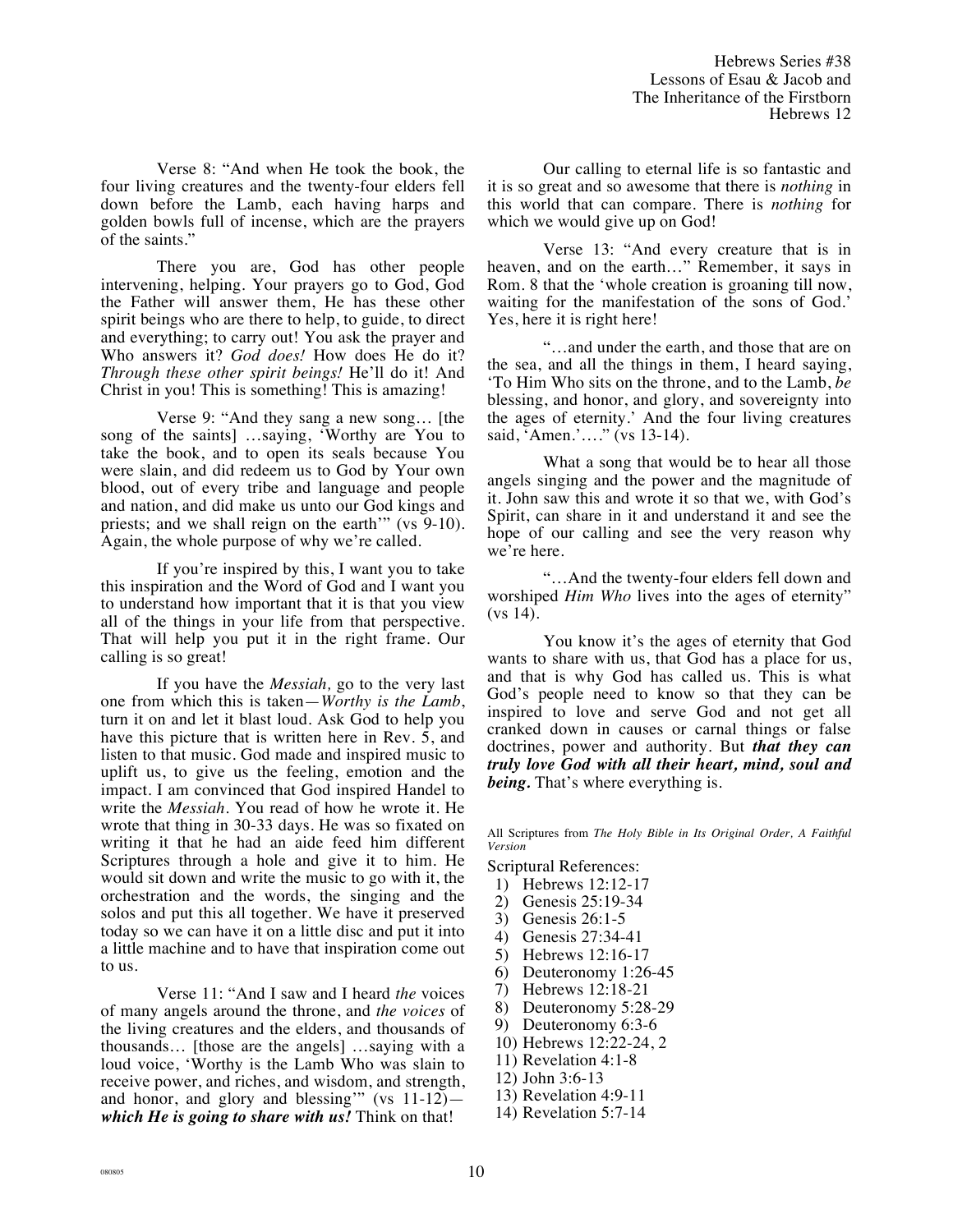Verse 8: "And when He took the book, the four living creatures and the twenty-four elders fell down before the Lamb, each having harps and golden bowls full of incense, which are the prayers of the saints."

There you are, God has other people intervening, helping. Your prayers go to God, God the Father will answer them, He has these other spirit beings who are there to help, to guide, to direct and everything; to carry out! You ask the prayer and Who answers it? *God does!* How does He do it? *Through these other spirit beings!* He'll do it! And Christ in you! This is something! This is amazing!

Verse 9: "And they sang a new song… [the song of the saints] …saying, 'Worthy are You to take the book, and to open its seals because You were slain, and did redeem us to God by Your own blood, out of every tribe and language and people and nation, and did make us unto our God kings and priests; and we shall reign on the earth'" (vs 9-10). Again, the whole purpose of why we're called.

If you're inspired by this, I want you to take this inspiration and the Word of God and I want you to understand how important that it is that you view all of the things in your life from that perspective. That will help you put it in the right frame. Our calling is so great!

If you have the *Messiah,* go to the very last one from which this is taken—*Worthy is the Lamb*, turn it on and let it blast loud. Ask God to help you have this picture that is written here in Rev. 5, and listen to that music. God made and inspired music to uplift us, to give us the feeling, emotion and the impact. I am convinced that God inspired Handel to write the *Messiah*. You read of how he wrote it. He wrote that thing in 30-33 days. He was so fixated on writing it that he had an aide feed him different Scriptures through a hole and give it to him. He would sit down and write the music to go with it, the orchestration and the words, the singing and the solos and put this all together. We have it preserved today so we can have it on a little disc and put it into a little machine and to have that inspiration come out to us.

Verse 11: "And I saw and I heard *the* voices of many angels around the throne, and *the voices* of the living creatures and the elders, and thousands of thousands… [those are the angels] …saying with a loud voice, 'Worthy is the Lamb Who was slain to receive power, and riches, and wisdom, and strength, and honor, and glory and blessing'" (vs 11-12)—***which He is going to share with us!*** Think on that!

Our calling to eternal life is so fantastic and it is so great and so awesome that there is *nothing* in this world that can compare. There is *nothing* for which we would give up on God!

Verse 13: "And every creature that is in heaven, and on the earth…" Remember, it says in Rom. 8 that the 'whole creation is groaning till now, waiting for the manifestation of the sons of God.' Yes, here it is right here!

"…and under the earth, and those that are on the sea, and all the things in them, I heard saying, 'To Him Who sits on the throne, and to the Lamb, *be* blessing, and honor, and glory, and sovereignty into the ages of eternity.' And the four living creatures said, 'Amen.'…." (vs 13-14).

What a song that would be to hear all those angels singing and the power and the magnitude of it. John saw this and wrote it so that we, with God's Spirit, can share in it and understand it and see the hope of our calling and see the very reason why we're here.

"…And the twenty-four elders fell down and worshiped *Him Who* lives into the ages of eternity" (vs 14).

You know it's the ages of eternity that God wants to share with us, that God has a place for us, and that is why God has called us. This is what God's people need to know so that they can be inspired to love and serve God and not get all cranked down in causes or carnal things or false doctrines, power and authority. But ***that they can truly love God with all their heart, mind, soul and being.*** That's where everything is.

All Scriptures from *The Holy Bible in Its Original Order, A Faithful Version*

Scriptural References:

1) Hebrews 12:12-17
2) Genesis 25:19-34
3) Genesis 26:1-5
4) Genesis 27:34-41
5) Hebrews 12:16-17
6) Deuteronomy 1:26-45
7) Hebrews 12:18-21
8) Deuteronomy 5:28-29
9) Deuteronomy 6:3-6
10) Hebrews 12:22-24, 2
11) Revelation 4:1-8
12) John 3:6-13
13) Revelation 4:9-11
14) Revelation 5:7-14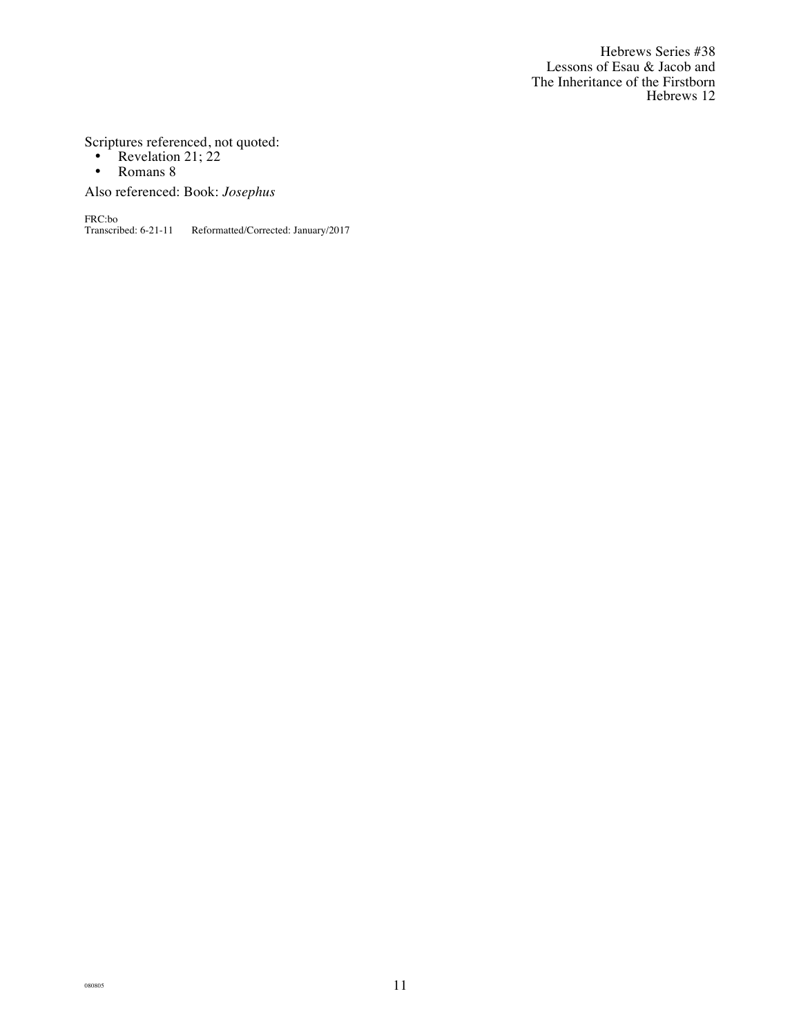Scriptures referenced, not quoted:

- Revelation 21; 22
- Romans 8

Also referenced: Book: *Josephus*

FRC:bo
Transcribed: 6-21-11 Reformatted/Corrected: January/2017